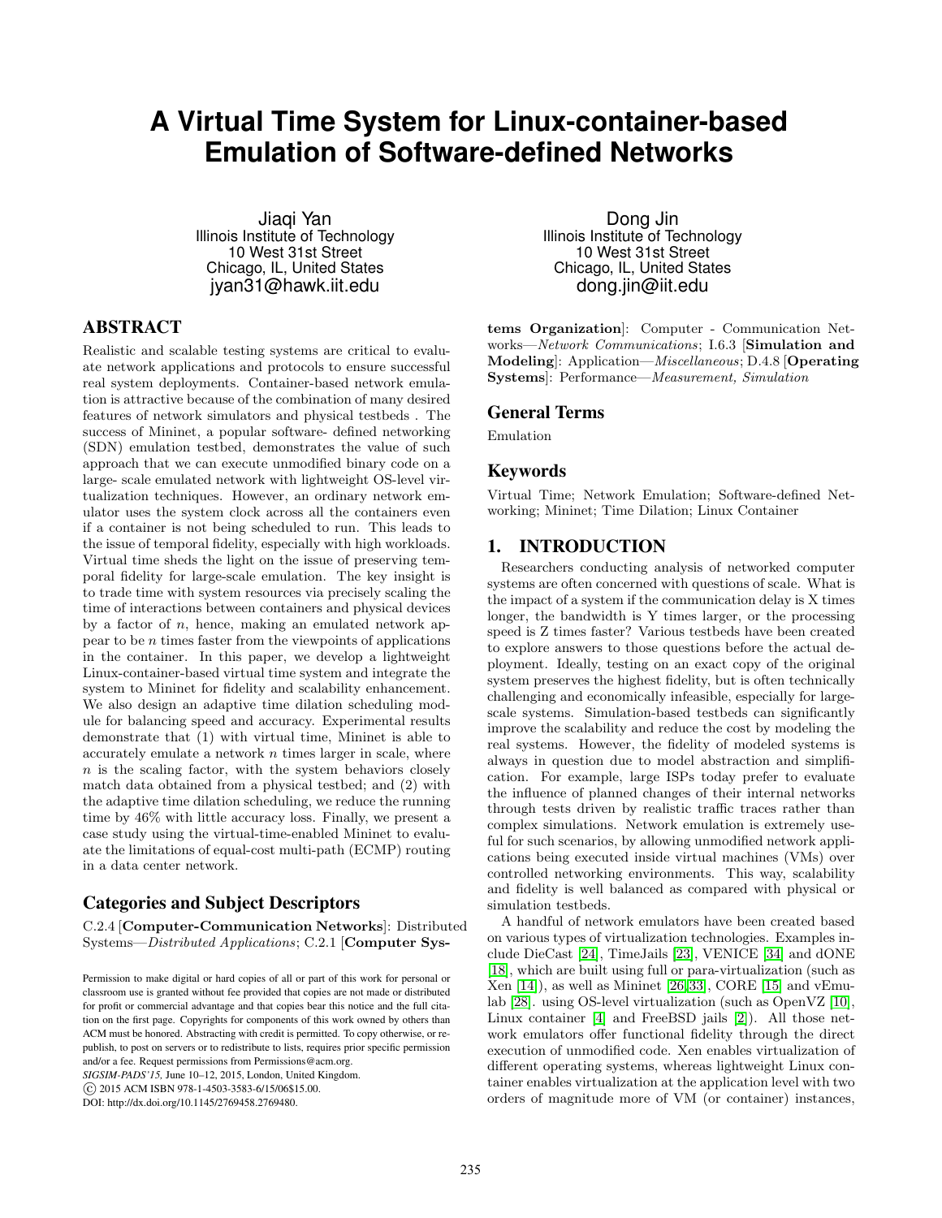# A Virtual Time System for Linux-container-based Emulation of Software-defined Networks

Jiaqi Yan
Illinois Institute of Technology
10 West 31st Street
Chicago, IL, United States
jyan31@hawk.iit.edu

Dong Jin
Illinois Institute of Technology
10 West 31st Street
Chicago, IL, United States
dong.jin@iit.edu

## ABSTRACT

Realistic and scalable testing systems are critical to evaluate network applications and protocols to ensure successful real system deployments. Container-based network emulation is attractive because of the combination of many desired features of network simulators and physical testbeds . The success of Mininet, a popular software- defined networking (SDN) emulation testbed, demonstrates the value of such approach that we can execute unmodified binary code on a large- scale emulated network with lightweight OS-level virtualization techniques. However, an ordinary network emulator uses the system clock across all the containers even if a container is not being scheduled to run. This leads to the issue of temporal fidelity, especially with high workloads. Virtual time sheds the light on the issue of preserving temporal fidelity for large-scale emulation. The key insight is to trade time with system resources via precisely scaling the time of interactions between containers and physical devices by a factor of $n$, hence, making an emulated network appear to be $n$ times faster from the viewpoints of applications in the container. In this paper, we develop a lightweight Linux-container-based virtual time system and integrate the system to Mininet for fidelity and scalability enhancement. We also design an adaptive time dilation scheduling module for balancing speed and accuracy. Experimental results demonstrate that (1) with virtual time, Mininet is able to accurately emulate a network $n$ times larger in scale, where $n$ is the scaling factor, with the system behaviors closely match data obtained from a physical testbed; and (2) with the adaptive time dilation scheduling, we reduce the running time by 46% with little accuracy loss. Finally, we present a case study using the virtual-time-enabled Mininet to evaluate the limitations of equal-cost multi-path (ECMP) routing in a data center network.

## Categories and Subject Descriptors

C.2.4 [**Computer-Communication Networks**]: Distributed Systems—*Distributed Applications*; C.2.1 [**Computer Systems Organization**]: Computer - Communication Networks—*Network Communications*; I.6.3 [**Simulation and Modeling**]: Application—*Miscellaneous*; D.4.8 [**Operating Systems**]: Performance—*Measurement, Simulation*

## General Terms

Emulation

## Keywords

Virtual Time; Network Emulation; Software-defined Networking; Mininet; Time Dilation; Linux Container

## 1. INTRODUCTION

Researchers conducting analysis of networked computer systems are often concerned with questions of scale. What is the impact of a system if the communication delay is X times longer, the bandwidth is Y times larger, or the processing speed is Z times faster? Various testbeds have been created to explore answers to those questions before the actual deployment. Ideally, testing on an exact copy of the original system preserves the highest fidelity, but is often technically challenging and economically infeasible, especially for large-scale systems. Simulation-based testbeds can significantly improve the scalability and reduce the cost by modeling the real systems. However, the fidelity of modeled systems is always in question due to model abstraction and simplification. For example, large ISPs today prefer to evaluate the influence of planned changes of their internal networks through tests driven by realistic traffic traces rather than complex simulations. Network emulation is extremely useful for such scenarios, by allowing unmodified network applications being executed inside virtual machines (VMs) over controlled networking environments. This way, scalability and fidelity is well balanced as compared with physical or simulation testbeds.

A handful of network emulators have been created based on various types of virtualization technologies. Examples include DieCast [24], TimeJails [23], VENICE [34] and dONE [18], which are built using full or para-virtualization (such as Xen [14]), as well as Mininet [26,33], CORE [15] and vEmulab [28]. using OS-level virtualization (such as OpenVZ [10], Linux container [4] and FreeBSD jails [2]). All those network emulators offer functional fidelity through the direct execution of unmodified code. Xen enables virtualization of different operating systems, whereas lightweight Linux container enables virtualization at the application level with two orders of magnitude more of VM (or container) instances,

Permission to make digital or hard copies of all or part of this work for personal or classroom use is granted without fee provided that copies are not made or distributed for profit or commercial advantage and that copies bear this notice and the full citation on the first page. Copyrights for components of this work owned by others than ACM must be honored. Abstracting with credit is permitted. To copy otherwise, or republish, to post on servers or to redistribute to lists, requires prior specific permission and/or a fee. Request permissions from Permissions@acm.org.
*SIGSIM-PADS'15,* June 10–12, 2015, London, United Kingdom.
© 2015 ACM ISBN 978-1-4503-3583-6/15/06$15.00.
DOI: http://dx.doi.org/10.1145/2769458.2769480.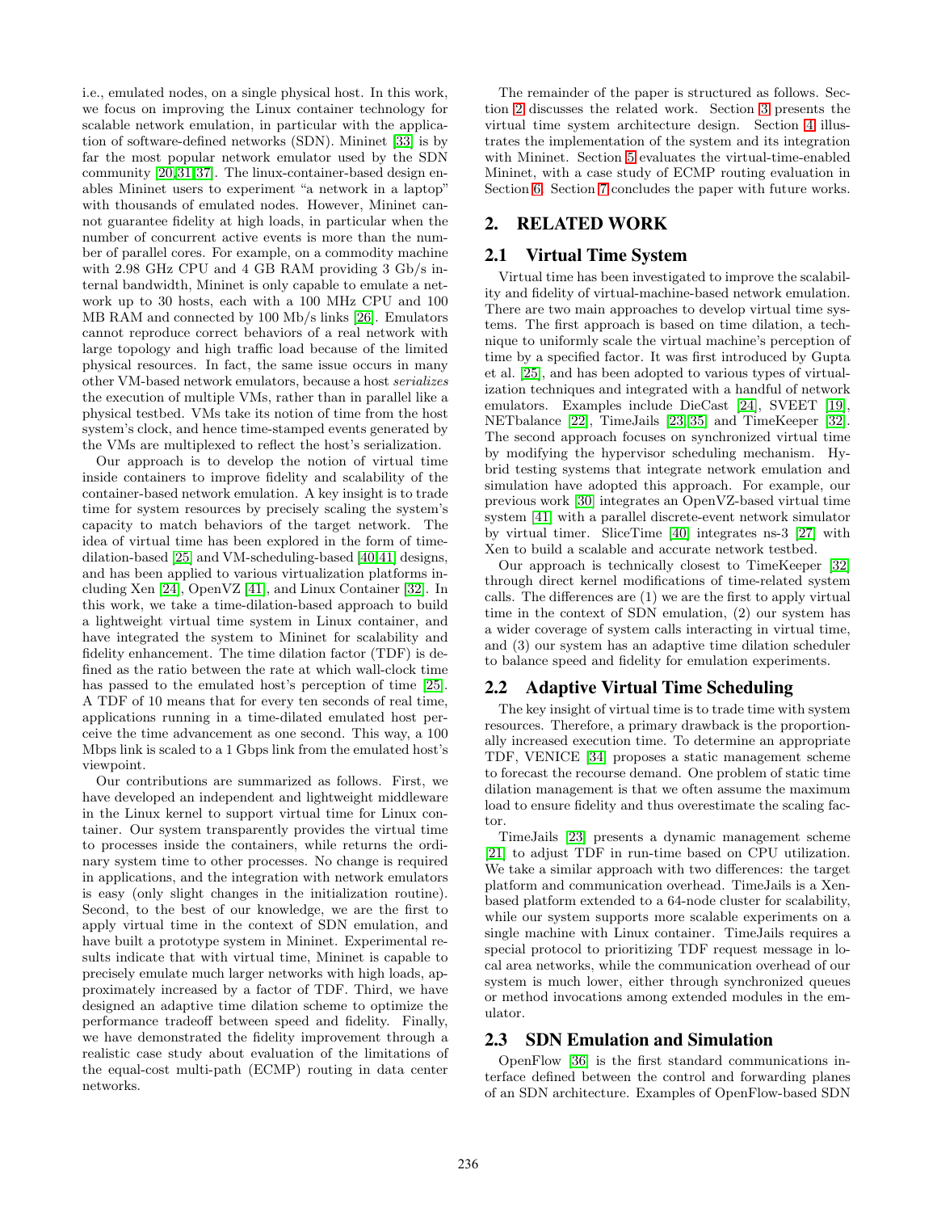i.e., emulated nodes, on a single physical host. In this work, we focus on improving the Linux container technology for scalable network emulation, in particular with the application of software-defined networks (SDN). Mininet [33] is by far the most popular network emulator used by the SDN community [20,31,37]. The linux-container-based design enables Mininet users to experiment "a network in a laptop" with thousands of emulated nodes. However, Mininet cannot guarantee fidelity at high loads, in particular when the number of concurrent active events is more than the number of parallel cores. For example, on a commodity machine with 2.98 GHz CPU and 4 GB RAM providing 3 Gb/s internal bandwidth, Mininet is only capable to emulate a network up to 30 hosts, each with a 100 MHz CPU and 100 MB RAM and connected by 100 Mb/s links [26]. Emulators cannot reproduce correct behaviors of a real network with large topology and high traffic load because of the limited physical resources. In fact, the same issue occurs in many other VM-based network emulators, because a host *serializes* the execution of multiple VMs, rather than in parallel like a physical testbed. VMs take its notion of time from the host system's clock, and hence time-stamped events generated by the VMs are multiplexed to reflect the host's serialization.

Our approach is to develop the notion of virtual time inside containers to improve fidelity and scalability of the container-based network emulation. A key insight is to trade time for system resources by precisely scaling the system's capacity to match behaviors of the target network. The idea of virtual time has been explored in the form of time-dilation-based [25] and VM-scheduling-based [40,41] designs, and has been applied to various virtualization platforms including Xen [24], OpenVZ [41], and Linux Container [32]. In this work, we take a time-dilation-based approach to build a lightweight virtual time system in Linux container, and have integrated the system to Mininet for scalability and fidelity enhancement. The time dilation factor (TDF) is defined as the ratio between the rate at which wall-clock time has passed to the emulated host's perception of time [25]. A TDF of 10 means that for every ten seconds of real time, applications running in a time-dilated emulated host perceive the time advancement as one second. This way, a 100 Mbps link is scaled to a 1 Gbps link from the emulated host's viewpoint.

Our contributions are summarized as follows. First, we have developed an independent and lightweight middleware in the Linux kernel to support virtual time for Linux container. Our system transparently provides the virtual time to processes inside the containers, while returns the ordinary system time to other processes. No change is required in applications, and the integration with network emulators is easy (only slight changes in the initialization routine). Second, to the best of our knowledge, we are the first to apply virtual time in the context of SDN emulation, and have built a prototype system in Mininet. Experimental results indicate that with virtual time, Mininet is capable to precisely emulate much larger networks with high loads, approximately increased by a factor of TDF. Third, we have designed an adaptive time dilation scheme to optimize the performance tradeoff between speed and fidelity. Finally, we have demonstrated the fidelity improvement through a realistic case study about evaluation of the limitations of the equal-cost multi-path (ECMP) routing in data center networks.

The remainder of the paper is structured as follows. Section 2 discusses the related work. Section 3 presents the virtual time system architecture design. Section 4 illustrates the implementation of the system and its integration with Mininet. Section 5 evaluates the virtual-time-enabled Mininet, with a case study of ECMP routing evaluation in Section 6. Section 7 concludes the paper with future works.

## 2. RELATED WORK

### 2.1 Virtual Time System

Virtual time has been investigated to improve the scalability and fidelity of virtual-machine-based network emulation. There are two main approaches to develop virtual time systems. The first approach is based on time dilation, a technique to uniformly scale the virtual machine's perception of time by a specified factor. It was first introduced by Gupta et al. [25], and has been adopted to various types of virtualization techniques and integrated with a handful of network emulators. Examples include DieCast [24], SVEET [19], NETbalance [22], TimeJails [23,35] and TimeKeeper [32]. The second approach focuses on synchronized virtual time by modifying the hypervisor scheduling mechanism. Hybrid testing systems that integrate network emulation and simulation have adopted this approach. For example, our previous work [30] integrates an OpenVZ-based virtual time system [41] with a parallel discrete-event network simulator by virtual timer. SliceTime [40] integrates ns-3 [27] with Xen to build a scalable and accurate network testbed.

Our approach is technically closest to TimeKeeper [32] through direct kernel modifications of time-related system calls. The differences are (1) we are the first to apply virtual time in the context of SDN emulation, (2) our system has a wider coverage of system calls interacting in virtual time, and (3) our system has an adaptive time dilation scheduler to balance speed and fidelity for emulation experiments.

### 2.2 Adaptive Virtual Time Scheduling

The key insight of virtual time is to trade time with system resources. Therefore, a primary drawback is the proportionally increased execution time. To determine an appropriate TDF, VENICE [34] proposes a static management scheme to forecast the recourse demand. One problem of static time dilation management is that we often assume the maximum load to ensure fidelity and thus overestimate the scaling factor.

TimeJails [23] presents a dynamic management scheme [21] to adjust TDF in run-time based on CPU utilization. We take a similar approach with two differences: the target platform and communication overhead. TimeJails is a Xen-based platform extended to a 64-node cluster for scalability, while our system supports more scalable experiments on a single machine with Linux container. TimeJails requires a special protocol to prioritizing TDF request message in local area networks, while the communication overhead of our system is much lower, either through synchronized queues or method invocations among extended modules in the emulator.

### 2.3 SDN Emulation and Simulation

OpenFlow [36] is the first standard communications interface defined between the control and forwarding planes of an SDN architecture. Examples of OpenFlow-based SDN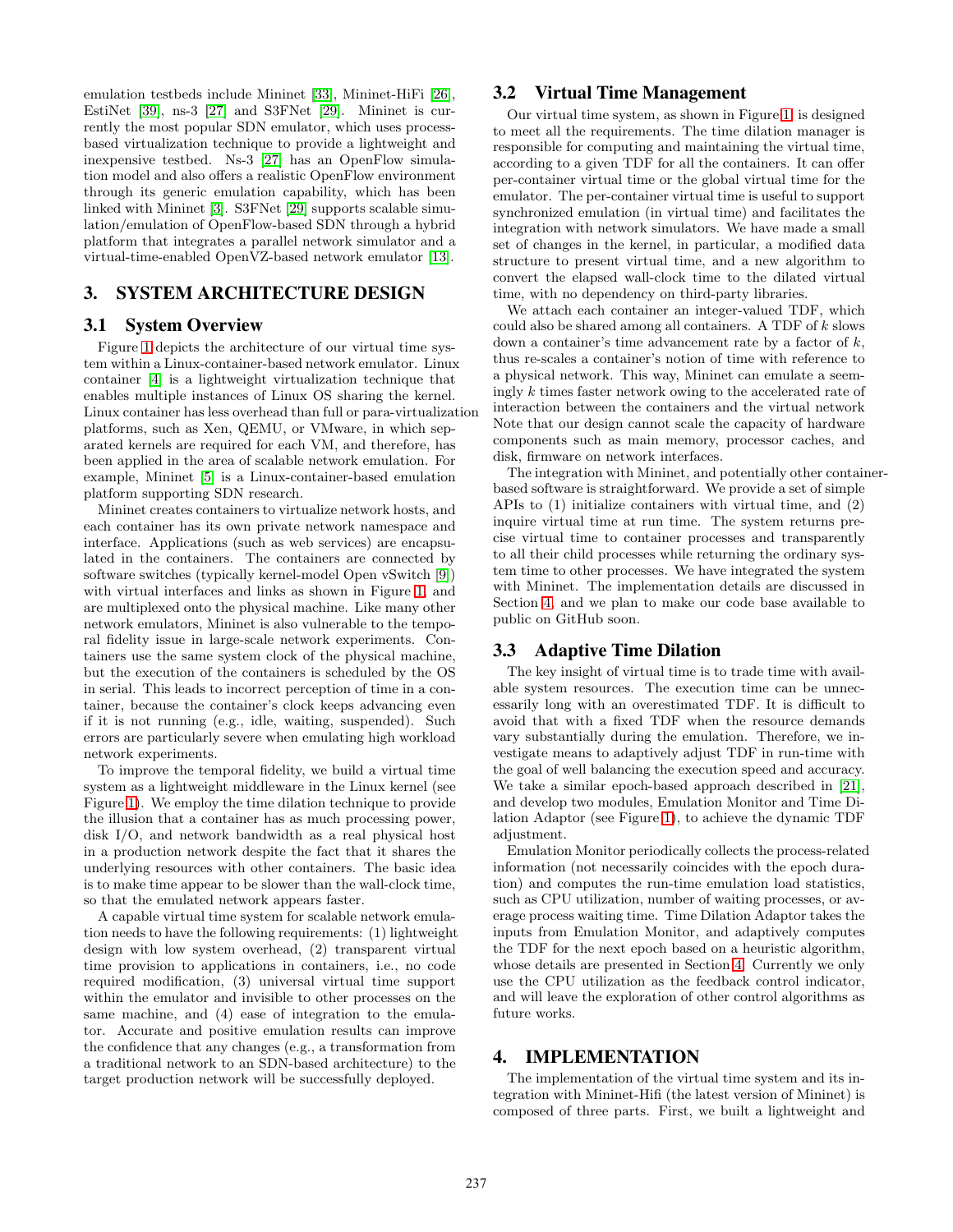emulation testbeds include Mininet [33], Mininet-HiFi [26], EstiNet [39], ns-3 [27] and S3FNet [29]. Mininet is currently the most popular SDN emulator, which uses process-based virtualization technique to provide a lightweight and inexpensive testbed. Ns-3 [27] has an OpenFlow simulation model and also offers a realistic OpenFlow environment through its generic emulation capability, which has been linked with Mininet [3]. S3FNet [29] supports scalable simulation/emulation of OpenFlow-based SDN through a hybrid platform that integrates a parallel network simulator and a virtual-time-enabled OpenVZ-based network emulator [13].

# 3. SYSTEM ARCHITECTURE DESIGN

## 3.1 System Overview

Figure 1 depicts the architecture of our virtual time system within a Linux-container-based network emulator. Linux container [4] is a lightweight virtualization technique that enables multiple instances of Linux OS sharing the kernel. Linux container has less overhead than full or para-virtualization platforms, such as Xen, QEMU, or VMware, in which separated kernels are required for each VM, and therefore, has been applied in the area of scalable network emulation. For example, Mininet [5] is a Linux-container-based emulation platform supporting SDN research.

Mininet creates containers to virtualize network hosts, and each container has its own private network namespace and interface. Applications (such as web services) are encapsulated in the containers. The containers are connected by software switches (typically kernel-model Open vSwitch [9]) with virtual interfaces and links as shown in Figure 1, and are multiplexed onto the physical machine. Like many other network emulators, Mininet is also vulnerable to the temporal fidelity issue in large-scale network experiments. Containers use the same system clock of the physical machine, but the execution of the containers is scheduled by the OS in serial. This leads to incorrect perception of time in a container, because the container's clock keeps advancing even if it is not running (e.g., idle, waiting, suspended). Such errors are particularly severe when emulating high workload network experiments.

To improve the temporal fidelity, we build a virtual time system as a lightweight middleware in the Linux kernel (see Figure 1). We employ the time dilation technique to provide the illusion that a container has as much processing power, disk I/O, and network bandwidth as a real physical host in a production network despite the fact that it shares the underlying resources with other containers. The basic idea is to make time appear to be slower than the wall-clock time, so that the emulated network appears faster.

A capable virtual time system for scalable network emulation needs to have the following requirements: (1) lightweight design with low system overhead, (2) transparent virtual time provision to applications in containers, i.e., no code required modification, (3) universal virtual time support within the emulator and invisible to other processes on the same machine, and (4) ease of integration to the emulator. Accurate and positive emulation results can improve the confidence that any changes (e.g., a transformation from a traditional network to an SDN-based architecture) to the target production network will be successfully deployed.

## 3.2 Virtual Time Management

Our virtual time system, as shown in Figure 1, is designed to meet all the requirements. The time dilation manager is responsible for computing and maintaining the virtual time, according to a given TDF for all the containers. It can offer per-container virtual time or the global virtual time for the emulator. The per-container virtual time is useful to support synchronized emulation (in virtual time) and facilitates the integration with network simulators. We have made a small set of changes in the kernel, in particular, a modified data structure to present virtual time, and a new algorithm to convert the elapsed wall-clock time to the dilated virtual time, with no dependency on third-party libraries.

We attach each container an integer-valued TDF, which could also be shared among all containers. A TDF of $k$ slows down a container's time advancement rate by a factor of $k$, thus re-scales a container's notion of time with reference to a physical network. This way, Mininet can emulate a seemingly $k$ times faster network owing to the accelerated rate of interaction between the containers and the virtual network Note that our design cannot scale the capacity of hardware components such as main memory, processor caches, and disk, firmware on network interfaces.

The integration with Mininet, and potentially other container-based software is straightforward. We provide a set of simple APIs to (1) initialize containers with virtual time, and (2) inquire virtual time at run time. The system returns precise virtual time to container processes and transparently to all their child processes while returning the ordinary system time to other processes. We have integrated the system with Mininet. The implementation details are discussed in Section 4, and we plan to make our code base available to public on GitHub soon.

## 3.3 Adaptive Time Dilation

The key insight of virtual time is to trade time with available system resources. The execution time can be unnecessarily long with an overestimated TDF. It is difficult to avoid that with a fixed TDF when the resource demands vary substantially during the emulation. Therefore, we investigate means to adaptively adjust TDF in run-time with the goal of well balancing the execution speed and accuracy. We take a similar epoch-based approach described in [21], and develop two modules, Emulation Monitor and Time Dilation Adaptor (see Figure 1), to achieve the dynamic TDF adjustment.

Emulation Monitor periodically collects the process-related information (not necessarily coincides with the epoch duration) and computes the run-time emulation load statistics, such as CPU utilization, number of waiting processes, or average process waiting time. Time Dilation Adaptor takes the inputs from Emulation Monitor, and adaptively computes the TDF for the next epoch based on a heuristic algorithm, whose details are presented in Section 4. Currently we only use the CPU utilization as the feedback control indicator, and will leave the exploration of other control algorithms as future works.

# 4. IMPLEMENTATION

The implementation of the virtual time system and its integration with Mininet-Hifi (the latest version of Mininet) is composed of three parts. First, we built a lightweight and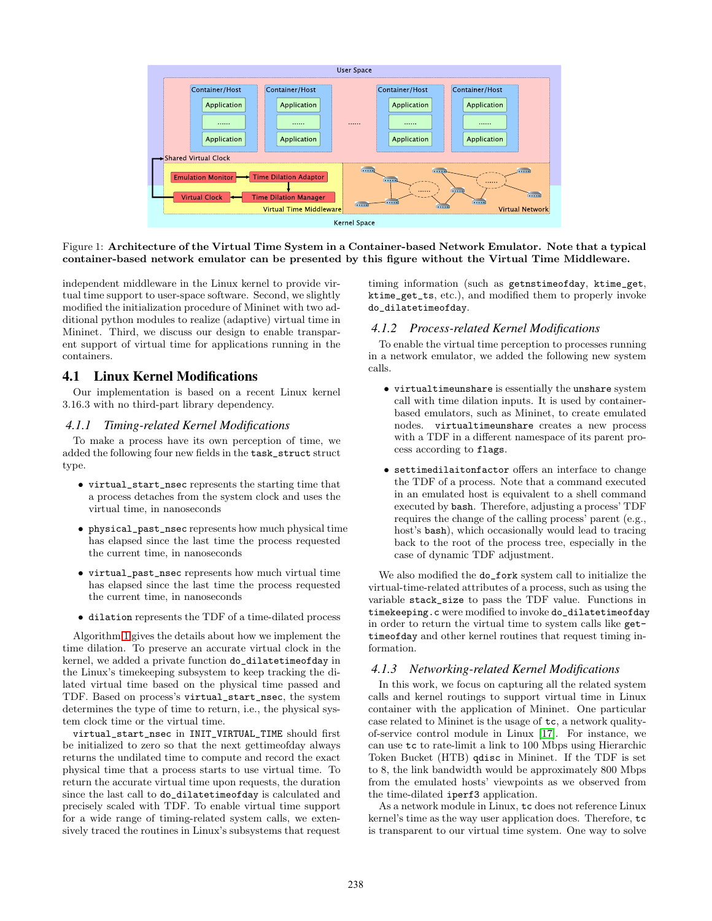Figure 1: **Architecture of the Virtual Time System in a Container-based Network Emulator. Note that a typical container-based network emulator can be presented by this figure without the Virtual Time Middleware.**

independent middleware in the Linux kernel to provide virtual time support to user-space software. Second, we slightly modified the initialization procedure of Mininet with two additional python modules to realize (adaptive) virtual time in Mininet. Third, we discuss our design to enable transparent support of virtual time for applications running in the containers.

## 4.1 Linux Kernel Modifications

Our implementation is based on a recent Linux kernel 3.16.3 with no third-part library dependency.

### 4.1.1 Timing-related Kernel Modifications

To make a process have its own perception of time, we added the following four new fields in the `task_struct` struct type.

- `virtual_start_nsec` represents the starting time that a process detaches from the system clock and uses the virtual time, in nanoseconds
- `physical_past_nsec` represents how much physical time has elapsed since the last time the process requested the current time, in nanoseconds
- `virtual_past_nsec` represents how much virtual time has elapsed since the last time the process requested the current time, in nanoseconds
- `dilation` represents the TDF of a time-dilated process

Algorithm 1 gives the details about how we implement the time dilation. To preserve an accurate virtual clock in the kernel, we added a private function `do_dilatetimeofday` in the Linux's timekeeping subsystem to keep tracking the dilated virtual time based on the physical time passed and TDF. Based on process's `virtual_start_nsec`, the system determines the type of time to return, i.e., the physical system clock time or the virtual time.

`virtual_start_nsec` in `INIT_VIRTUAL_TIME` should first be initialized to zero so that the next gettimeofday always returns the undilated time to compute and record the exact physical time that a process starts to use virtual time. To return the accurate virtual time upon requests, the duration since the last call to `do_dilatetimeofday` is calculated and precisely scaled with TDF. To enable virtual time support for a wide range of timing-related system calls, we extensively traced the routines in Linux's subsystems that request timing information (such as `getnstimeofday`, `ktime_get`, `ktime_get_ts`, etc.), and modified them to properly invoke `do_dilatetimeofday`.

### 4.1.2 Process-related Kernel Modifications

To enable the virtual time perception to processes running in a network emulator, we added the following new system calls.

- `virtualtimeunshare` is essentially the `unshare` system call with time dilation inputs. It is used by container-based emulators, such as Mininet, to create emulated nodes. `virtualtimeunshare` creates a new process with a TDF in a different namespace of its parent process according to `flags`.
- `settimedilaitonfactor` offers an interface to change the TDF of a process. Note that a command executed in an emulated host is equivalent to a shell command executed by `bash`. Therefore, adjusting a process' TDF requires the change of the calling process' parent (e.g., host's `bash`), which occasionally would lead to tracing back to the root of the process tree, especially in the case of dynamic TDF adjustment.

We also modified the `do_fork` system call to initialize the virtual-time-related attributes of a process, such as using the variable `stack_size` to pass the TDF value. Functions in `timekeeping.c` were modified to invoke `do_dilatetimeofday` in order to return the virtual time to system calls like `gettimeofday` and other kernel routines that request timing information.

### 4.1.3 Networking-related Kernel Modifications

In this work, we focus on capturing all the related system calls and kernel routings to support virtual time in Linux container with the application of Mininet. One particular case related to Mininet is the usage of `tc`, a network quality-of-service control module in Linux [17]. For instance, we can use `tc` to rate-limit a link to 100 Mbps using Hierarchic Token Bucket (HTB) `qdisc` in Mininet. If the TDF is set to 8, the link bandwidth would be approximately 800 Mbps from the emulated hosts' viewpoints as we observed from the time-dilated `iperf3` application.

As a network module in Linux, `tc` does not reference Linux kernel's time as the way user application does. Therefore, `tc` is transparent to our virtual time system. One way to solve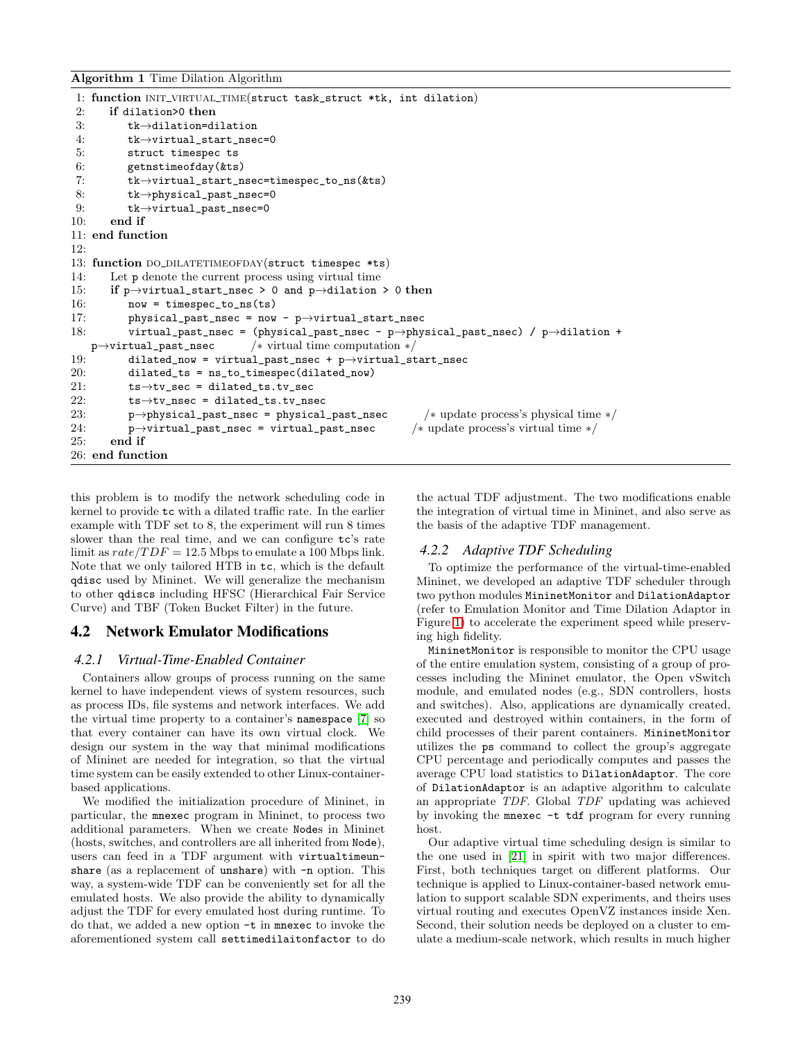**Algorithm 1** Time Dilation Algorithm

```
1: function INIT_VIRTUAL_TIME(struct task_struct *tk, int dilation)
2:     if dilation>0 then
3:         tk→dilation=dilation
4:         tk→virtual_start_nsec=0
5:         struct timespec ts
6:         getnstimeofday(&ts)
7:         tk→virtual_start_nsec=timespec_to_ns(&ts)
8:         tk→physical_past_nsec=0
9:         tk→virtual_past_nsec=0
10:    end if
11: end function
12:
13: function DO_DILATETIMEOFDAY(struct timespec *ts)
14:    Let p denote the current process using virtual time
15:    if p→virtual_start_nsec > 0 and p→dilation > 0 then
16:        now = timespec_to_ns(ts)
17:        physical_past_nsec = now - p→virtual_start_nsec
18:        virtual_past_nsec = (physical_past_nsec - p→physical_past_nsec) / p→dilation +
   p→virtual_past_nsec       /* virtual time computation */
19:        dilated_now = virtual_past_nsec + p→virtual_start_nsec
20:        dilated_ts = ns_to_timespec(dilated_now)
21:        ts→tv_sec = dilated_ts.tv_sec
22:        ts→tv_nsec = dilated_ts.tv_nsec
23:        p→physical_past_nsec = physical_past_nsec       /* update process's physical time */
24:        p→virtual_past_nsec = virtual_past_nsec       /* update process's virtual time */
25:    end if
26: end function
```

this problem is to modify the network scheduling code in kernel to provide tc with a dilated traffic rate. In the earlier example with TDF set to 8, the experiment will run 8 times slower than the real time, and we can configure tc's rate limit as $rate/TDF = 12.5$ Mbps to emulate a 100 Mbps link. Note that we only tailored HTB in tc, which is the default qdisc used by Mininet. We will generalize the mechanism to other qdiscs including HFSC (Hierarchical Fair Service Curve) and TBF (Token Bucket Filter) in the future.

## 4.2 Network Emulator Modifications

### 4.2.1 Virtual-Time-Enabled Container

Containers allow groups of process running on the same kernel to have independent views of system resources, such as process IDs, file systems and network interfaces. We add the virtual time property to a container's namespace [7] so that every container can have its own virtual clock. We design our system in the way that minimal modifications of Mininet are needed for integration, so that the virtual time system can be easily extended to other Linux-container-based applications.

We modified the initialization procedure of Mininet, in particular, the mnexec program in Mininet, to process two additional parameters. When we create Nodes in Mininet (hosts, switches, and controllers are all inherited from Node), users can feed in a TDF argument with **virtualtimeunshare** (as a replacement of **unshare**) with -n option. This way, a system-wide TDF can be conveniently set for all the emulated hosts. We also provide the ability to dynamically adjust the TDF for every emulated host during runtime. To do that, we added a new option -t in mnexec to invoke the aforementioned system call settimedilaitonfactor to do the actual TDF adjustment. The two modifications enable the integration of virtual time in Mininet, and also serve as the basis of the adaptive TDF management.

### 4.2.2 Adaptive TDF Scheduling

To optimize the performance of the virtual-time-enabled Mininet, we developed an adaptive TDF scheduler through two python modules MininetMonitor and DilationAdaptor (refer to Emulation Monitor and Time Dilation Adaptor in Figure 1) to accelerate the experiment speed while preserving high fidelity.

MininetMonitor is responsible to monitor the CPU usage of the entire emulation system, consisting of a group of processes including the Mininet emulator, the Open vSwitch module, and emulated nodes (e.g., SDN controllers, hosts and switches). Also, applications are dynamically created, executed and destroyed within containers, in the form of child processes of their parent containers. MininetMonitor utilizes the ps command to collect the group's aggregate CPU percentage and periodically computes and passes the average CPU load statistics to DilationAdaptor. The core of DilationAdaptor is an adaptive algorithm to calculate an appropriate *TDF*. Global *TDF* updating was achieved by invoking the mnexec -t tdf program for every running host.

Our adaptive virtual time scheduling design is similar to the one used in [21] in spirit with two major differences. First, both techniques target on different platforms. Our technique is applied to Linux-container-based network emulation to support scalable SDN experiments, and theirs uses virtual routing and executes OpenVZ instances inside Xen. Second, their solution needs be deployed on a cluster to emulate a medium-scale network, which results in much higher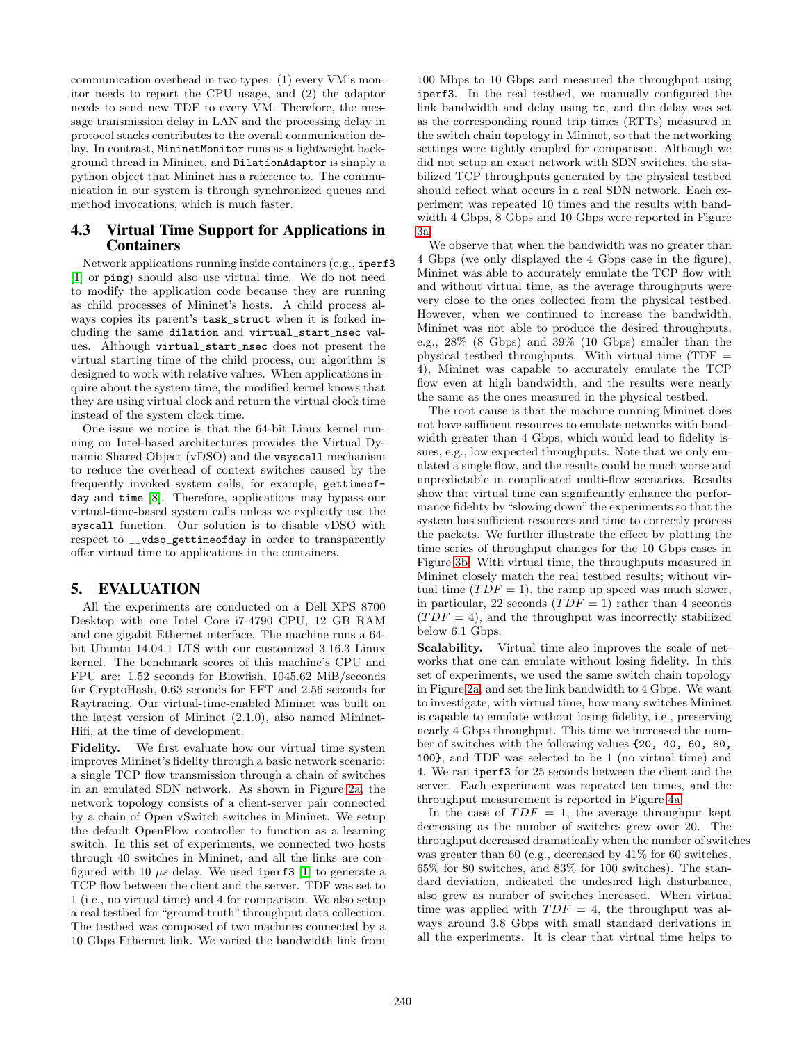communication overhead in two types: (1) every VM's monitor needs to report the CPU usage, and (2) the adaptor needs to send new TDF to every VM. Therefore, the message transmission delay in LAN and the processing delay in protocol stacks contributes to the overall communication delay. In contrast, `MininetMonitor` runs as a lightweight background thread in Mininet, and `DilationAdaptor` is simply a python object that Mininet has a reference to. The communication in our system is through synchronized queues and method invocations, which is much faster.

### 4.3 Virtual Time Support for Applications in Containers

Network applications running inside containers (e.g., `iperf3` [1] or `ping`) should also use virtual time. We do not need to modify the application code because they are running as child processes of Mininet's hosts. A child process always copies its parent's `task_struct` when it is forked including the same `dilation` and `virtual_start_nsec` values. Although `virtual_start_nsec` does not present the virtual starting time of the child process, our algorithm is designed to work with relative values. When applications inquire about the system time, the modified kernel knows that they are using virtual clock and return the virtual clock time instead of the system clock time.

One issue we notice is that the 64-bit Linux kernel running on Intel-based architectures provides the Virtual Dynamic Shared Object (vDSO) and the `vsyscall` mechanism to reduce the overhead of context switches caused by the frequently invoked system calls, for example, `gettimeofday` and `time` [8]. Therefore, applications may bypass our virtual-time-based system calls unless we explicitly use the `syscall` function. Our solution is to disable vDSO with respect to `__vdso_gettimeofday` in order to transparently offer virtual time to applications in the containers.

## 5. EVALUATION

All the experiments are conducted on a Dell XPS 8700 Desktop with one Intel Core i7-4790 CPU, 12 GB RAM and one gigabit Ethernet interface. The machine runs a 64-bit Ubuntu 14.04.1 LTS with our customized 3.16.3 Linux kernel. The benchmark scores of this machine's CPU and FPU are: 1.52 seconds for Blowfish, 1045.62 MiB/seconds for CryptoHash, 0.63 seconds for FFT and 2.56 seconds for Raytracing. Our virtual-time-enabled Mininet was built on the latest version of Mininet (2.1.0), also named Mininet-Hifi, at the time of development.

**Fidelity.** We first evaluate how our virtual time system improves Mininet's fidelity through a basic network scenario: a single TCP flow transmission through a chain of switches in an emulated SDN network. As shown in Figure 2a, the network topology consists of a client-server pair connected by a chain of Open vSwitch switches in Mininet. We setup the default OpenFlow controller to function as a learning switch. In this set of experiments, we connected two hosts through 40 switches in Mininet, and all the links are configured with 10 $\mu s$ delay. We used `iperf3` [1] to generate a TCP flow between the client and the server. TDF was set to 1 (i.e., no virtual time) and 4 for comparison. We also setup a real testbed for "ground truth" throughput data collection. The testbed was composed of two machines connected by a 10 Gbps Ethernet link. We varied the bandwidth link from 100 Mbps to 10 Gbps and measured the throughput using `iperf3`. In the real testbed, we manually configured the link bandwidth and delay using `tc`, and the delay was set as the corresponding round trip times (RTTs) measured in the switch chain topology in Mininet, so that the networking settings were tightly coupled for comparison. Although we did not setup an exact network with SDN switches, the stabilized TCP throughputs generated by the physical testbed should reflect what occurs in a real SDN network. Each experiment was repeated 10 times and the results with bandwidth 4 Gbps, 8 Gbps and 10 Gbps were reported in Figure 3a.

We observe that when the bandwidth was no greater than 4 Gbps (we only displayed the 4 Gbps case in the figure), Mininet was able to accurately emulate the TCP flow with and without virtual time, as the average throughputs were very close to the ones collected from the physical testbed. However, when we continued to increase the bandwidth, Mininet was not able to produce the desired throughputs, e.g., 28% (8 Gbps) and 39% (10 Gbps) smaller than the physical testbed throughputs. With virtual time (TDF = 4), Mininet was capable to accurately emulate the TCP flow even at high bandwidth, and the results were nearly the same as the ones measured in the physical testbed.

The root cause is that the machine running Mininet does not have sufficient resources to emulate networks with bandwidth greater than 4 Gbps, which would lead to fidelity issues, e.g., low expected throughputs. Note that we only emulated a single flow, and the results could be much worse and unpredictable in complicated multi-flow scenarios. Results show that virtual time can significantly enhance the performance fidelity by "slowing down" the experiments so that the system has sufficient resources and time to correctly process the packets. We further illustrate the effect by plotting the time series of throughput changes for the 10 Gbps cases in Figure 3b. With virtual time, the throughputs measured in Mininet closely match the real testbed results; without virtual time ($TDF = 1$), the ramp up speed was much slower, in particular, 22 seconds ($TDF = 1$) rather than 4 seconds ($TDF = 4$), and the throughput was incorrectly stabilized below 6.1 Gbps.

**Scalability.** Virtual time also improves the scale of networks that one can emulate without losing fidelity. In this set of experiments, we used the same switch chain topology in Figure 2a, and set the link bandwidth to 4 Gbps. We want to investigate, with virtual time, how many switches Mininet is capable to emulate without losing fidelity, i.e., preserving nearly 4 Gbps throughput. This time we increased the number of switches with the following values `{20, 40, 60, 80, 100}`, and TDF was selected to be 1 (no virtual time) and 4. We ran `iperf3` for 25 seconds between the client and the server. Each experiment was repeated ten times, and the throughput measurement is reported in Figure 4a.

In the case of $TDF = 1$, the average throughput kept decreasing as the number of switches grew over 20. The throughput decreased dramatically when the number of switches was greater than 60 (e.g., decreased by 41% for 60 switches, 65% for 80 switches, and 83% for 100 switches). The standard deviation, indicated the undesired high disturbance, also grew as number of switches increased. When virtual time was applied with $TDF = 4$, the throughput was always around 3.8 Gbps with small standard derivations in all the experiments. It is clear that virtual time helps to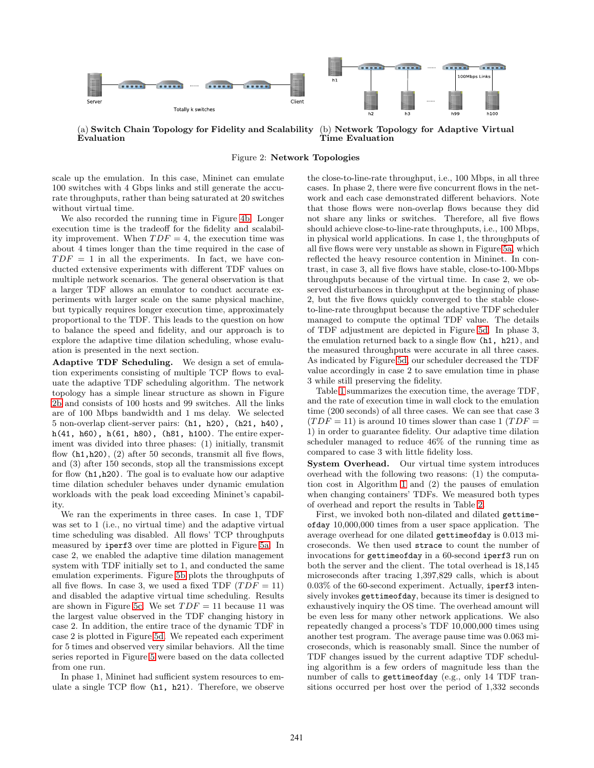(a) **Switch Chain Topology for Fidelity and Scalability Evaluation**

(b) **Network Topology for Adaptive Virtual Time Evaluation**

Figure 2: **Network Topologies**

scale up the emulation. In this case, Mininet can emulate 100 switches with 4 Gbps links and still generate the accurate throughputs, rather than being saturated at 20 switches without virtual time.

We also recorded the running time in Figure 4b. Longer execution time is the tradeoff for the fidelity and scalability improvement. When $TDF = 4$, the execution time was about 4 times longer than the time required in the case of $TDF = 1$ in all the experiments. In fact, we have conducted extensive experiments with different TDF values on multiple network scenarios. The general observation is that a larger TDF allows an emulator to conduct accurate experiments with larger scale on the same physical machine, but typically requires longer execution time, approximately proportional to the TDF. This leads to the question on how to balance the speed and fidelity, and our approach is to explore the adaptive time dilation scheduling, whose evaluation is presented in the next section.

**Adaptive TDF Scheduling.** We design a set of emulation experiments consisting of multiple TCP flows to evaluate the adaptive TDF scheduling algorithm. The network topology has a simple linear structure as shown in Figure 2b and consists of 100 hosts and 99 switches. All the links are of 100 Mbps bandwidth and 1 ms delay. We selected 5 non-overlap client-server pairs: `(h1, h20)`, `(h21, h40)`, `h(41, h60)`, `h(61, h80)`, `(h81, h100)`. The entire experiment was divided into three phases: (1) initially, transmit flow `(h1,h20)`, (2) after 50 seconds, transmit all five flows, and (3) after 150 seconds, stop all the transmissions except for flow `(h1,h20)`. The goal is to evaluate how our adaptive time dilation scheduler behaves under dynamic emulation workloads with the peak load exceeding Mininet's capability.

We ran the experiments in three cases. In case 1, TDF was set to 1 (i.e., no virtual time) and the adaptive virtual time scheduling was disabled. All flows' TCP throughputs measured by `iperf3` over time are plotted in Figure 5a. In case 2, we enabled the adaptive time dilation management system with TDF initially set to 1, and conducted the same emulation experiments. Figure 5b plots the throughputs of all five flows. In case 3, we used a fixed TDF ($TDF = 11$) and disabled the adaptive virtual time scheduling. Results are shown in Figure 5c. We set $TDF = 11$ because 11 was the largest value observed in the TDF changing history in case 2. In addition, the entire trace of the dynamic TDF in case 2 is plotted in Figure 5d. We repeated each experiment for 5 times and observed very similar behaviors. All the time series reported in Figure 5 were based on the data collected from one run.

In phase 1, Mininet had sufficient system resources to emulate a single TCP flow `(h1, h21)`. Therefore, we observe the close-to-line-rate throughput, i.e., 100 Mbps, in all three cases. In phase 2, there were five concurrent flows in the network and each case demonstrated different behaviors. Note that those flows were non-overlap flows because they did not share any links or switches. Therefore, all five flows should achieve close-to-line-rate throughputs, i.e., 100 Mbps, in physical world applications. In case 1, the throughputs of all five flows were very unstable as shown in Figure 5a, which reflected the heavy resource contention in Mininet. In contrast, in case 3, all five flows have stable, close-to-100-Mbps throughputs because of the virtual time. In case 2, we observed disturbances in throughput at the beginning of phase 2, but the five flows quickly converged to the stable close-to-line-rate throughput because the adaptive TDF scheduler managed to compute the optimal TDF value. The details of TDF adjustment are depicted in Figure 5d. In phase 3, the emulation returned back to a single flow `(h1, h21)`, and the measured throughputs were accurate in all three cases. As indicated by Figure 5d, our scheduler decreased the TDF value accordingly in case 2 to save emulation time in phase 3 while still preserving the fidelity.

Table 1 summarizes the execution time, the average TDF, and the rate of execution time in wall clock to the emulation time (200 seconds) of all three cases. We can see that case 3 ($TDF = 11$) is around 10 times slower than case 1 ($TDF = 1$) in order to guarantee fidelity. Our adaptive time dilation scheduler managed to reduce 46% of the running time as compared to case 3 with little fidelity loss.

**System Overhead.** Our virtual time system introduces overhead with the following two reasons: (1) the computation cost in Algorithm 1 and (2) the pauses of emulation when changing containers' TDFs. We measured both types of overhead and report the results in Table 2.

First, we invoked both non-dilated and dilated `gettimeofday` 10,000,000 times from a user space application. The average overhead for one dilated `gettimeofday` is 0.013 microseconds. We then used `strace` to count the number of invocations for `gettimeofday` in a 60-second `iperf3` run on both the server and the client. The total overhead is 18,145 microseconds after tracing 1,397,829 calls, which is about 0.03% of the 60-second experiment. Actually, `iperf3` intensively invokes `gettimeofday`, because its timer is designed to exhaustively inquiry the OS time. The overhead amount will be even less for many other network applications. We also repeatedly changed a process's TDF 10,000,000 times using another test program. The average pause time was 0.063 microseconds, which is reasonably small. Since the number of TDF changes issued by the current adaptive TDF scheduling algorithm is a few orders of magnitude less than the number of calls to `gettimeofday` (e.g., only 14 TDF transitions occurred per host over the period of 1,332 seconds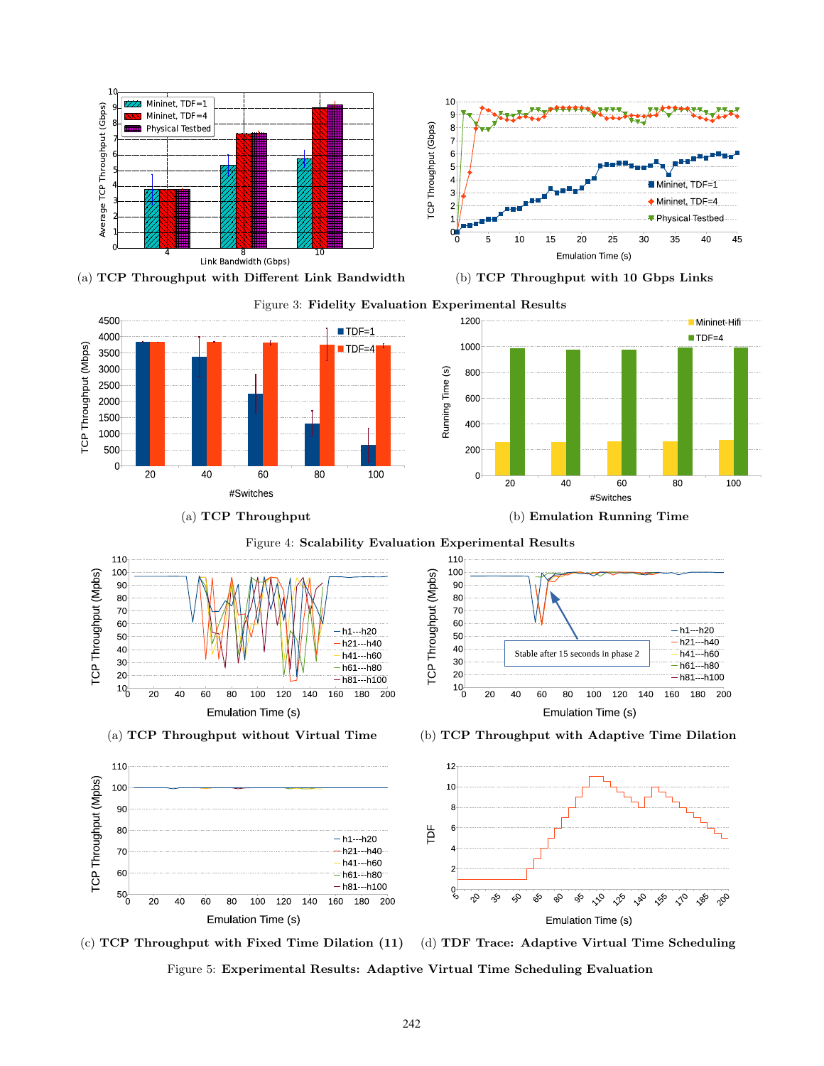(a) **TCP Throughput with Different Link Bandwidth**

(b) **TCP Throughput with 10 Gbps Links**

Figure 3: **Fidelity Evaluation Experimental Results**

(a) **TCP Throughput**

(b) **Emulation Running Time**

Figure 4: **Scalability Evaluation Experimental Results**

(a) **TCP Throughput without Virtual Time**

(b) **TCP Throughput with Adaptive Time Dilation**

(c) **TCP Throughput with Fixed Time Dilation (11)**

(d) **TDF Trace: Adaptive Virtual Time Scheduling**

Figure 5: **Experimental Results: Adaptive Virtual Time Scheduling Evaluation**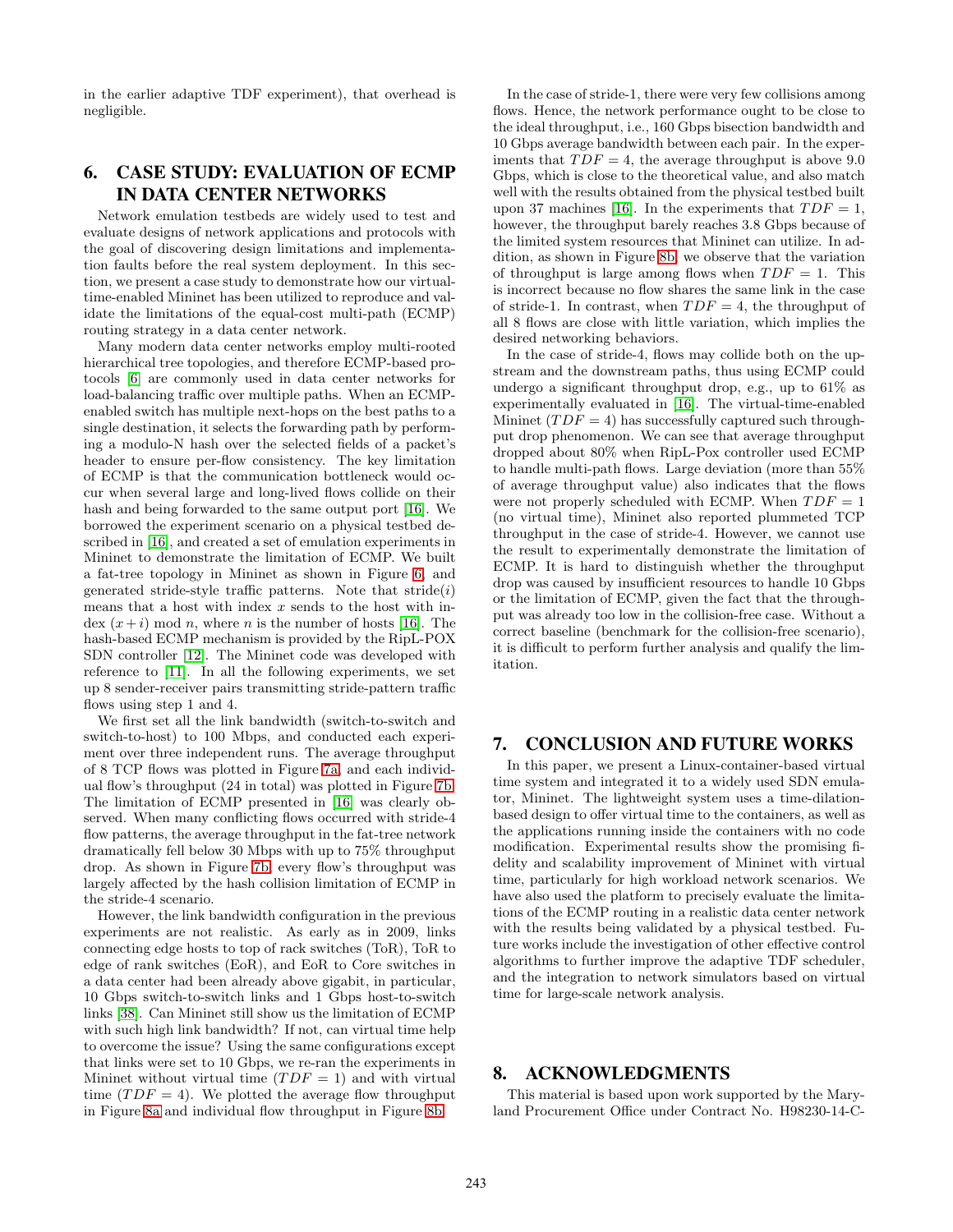in the earlier adaptive TDF experiment), that overhead is negligible.

## 6. CASE STUDY: EVALUATION OF ECMP IN DATA CENTER NETWORKS

Network emulation testbeds are widely used to test and evaluate designs of network applications and protocols with the goal of discovering design limitations and implementation faults before the real system deployment. In this section, we present a case study to demonstrate how our virtual-time-enabled Mininet has been utilized to reproduce and validate the limitations of the equal-cost multi-path (ECMP) routing strategy in a data center network.

Many modern data center networks employ multi-rooted hierarchical tree topologies, and therefore ECMP-based protocols [6] are commonly used in data center networks for load-balancing traffic over multiple paths. When an ECMP-enabled switch has multiple next-hops on the best paths to a single destination, it selects the forwarding path by performing a modulo-N hash over the selected fields of a packet's header to ensure per-flow consistency. The key limitation of ECMP is that the communication bottleneck would occur when several large and long-lived flows collide on their hash and being forwarded to the same output port [16]. We borrowed the experiment scenario on a physical testbed described in [16], and created a set of emulation experiments in Mininet to demonstrate the limitation of ECMP. We built a fat-tree topology in Mininet as shown in Figure 6, and generated stride-style traffic patterns. Note that stride($i$) means that a host with index $x$ sends to the host with index $(x+i) \bmod n$, where $n$ is the number of hosts [16]. The hash-based ECMP mechanism is provided by the RipL-POX SDN controller [12]. The Mininet code was developed with reference to [11]. In all the following experiments, we set up 8 sender-receiver pairs transmitting stride-pattern traffic flows using step 1 and 4.

We first set all the link bandwidth (switch-to-switch and switch-to-host) to 100 Mbps, and conducted each experiment over three independent runs. The average throughput of 8 TCP flows was plotted in Figure 7a, and each individual flow's throughput (24 in total) was plotted in Figure 7b. The limitation of ECMP presented in [16] was clearly observed. When many conflicting flows occurred with stride-4 flow patterns, the average throughput in the fat-tree network dramatically fell below 30 Mbps with up to 75% throughput drop. As shown in Figure 7b, every flow's throughput was largely affected by the hash collision limitation of ECMP in the stride-4 scenario.

However, the link bandwidth configuration in the previous experiments are not realistic. As early as in 2009, links connecting edge hosts to top of rack switches (ToR), ToR to edge of rank switches (EoR), and EoR to Core switches in a data center had been already above gigabit, in particular, 10 Gbps switch-to-switch links and 1 Gbps host-to-switch links [38]. Can Mininet still show us the limitation of ECMP with such high link bandwidth? If not, can virtual time help to overcome the issue? Using the same configurations except that links were set to 10 Gbps, we re-ran the experiments in Mininet without virtual time ($TDF = 1$) and with virtual time ($TDF = 4$). We plotted the average flow throughput in Figure 8a and individual flow throughput in Figure 8b.

In the case of stride-1, there were very few collisions among flows. Hence, the network performance ought to be close to the ideal throughput, i.e., 160 Gbps bisection bandwidth and 10 Gbps average bandwidth between each pair. In the experiments that $TDF = 4$, the average throughput is above 9.0 Gbps, which is close to the theoretical value, and also match well with the results obtained from the physical testbed built upon 37 machines [16]. In the experiments that $TDF = 1$, however, the throughput barely reaches 3.8 Gbps because of the limited system resources that Mininet can utilize. In addition, as shown in Figure 8b, we observe that the variation of throughput is large among flows when $TDF = 1$. This is incorrect because no flow shares the same link in the case of stride-1. In contrast, when $TDF = 4$, the throughput of all 8 flows are close with little variation, which implies the desired networking behaviors.

In the case of stride-4, flows may collide both on the upstream and the downstream paths, thus using ECMP could undergo a significant throughput drop, e.g., up to 61% as experimentally evaluated in [16]. The virtual-time-enabled Mininet ($TDF = 4$) has successfully captured such throughput drop phenomenon. We can see that average throughput dropped about 80% when RipL-Pox controller used ECMP to handle multi-path flows. Large deviation (more than 55% of average throughput value) also indicates that the flows were not properly scheduled with ECMP. When $TDF = 1$ (no virtual time), Mininet also reported plummeted TCP throughput in the case of stride-4. However, we cannot use the result to experimentally demonstrate the limitation of ECMP. It is hard to distinguish whether the throughput drop was caused by insufficient resources to handle 10 Gbps or the limitation of ECMP, given the fact that the throughput was already too low in the collision-free case. Without a correct baseline (benchmark for the collision-free scenario), it is difficult to perform further analysis and qualify the limitation.

## 7. CONCLUSION AND FUTURE WORKS

In this paper, we present a Linux-container-based virtual time system and integrated it to a widely used SDN emulator, Mininet. The lightweight system uses a time-dilation-based design to offer virtual time to the containers, as well as the applications running inside the containers with no code modification. Experimental results show the promising fidelity and scalability improvement of Mininet with virtual time, particularly for high workload network scenarios. We have also used the platform to precisely evaluate the limitations of the ECMP routing in a realistic data center network with the results being validated by a physical testbed. Future works include the investigation of other effective control algorithms to further improve the adaptive TDF scheduler, and the integration to network simulators based on virtual time for large-scale network analysis.

## 8. ACKNOWLEDGMENTS

This material is based upon work supported by the Maryland Procurement Office under Contract No. H98230-14-C-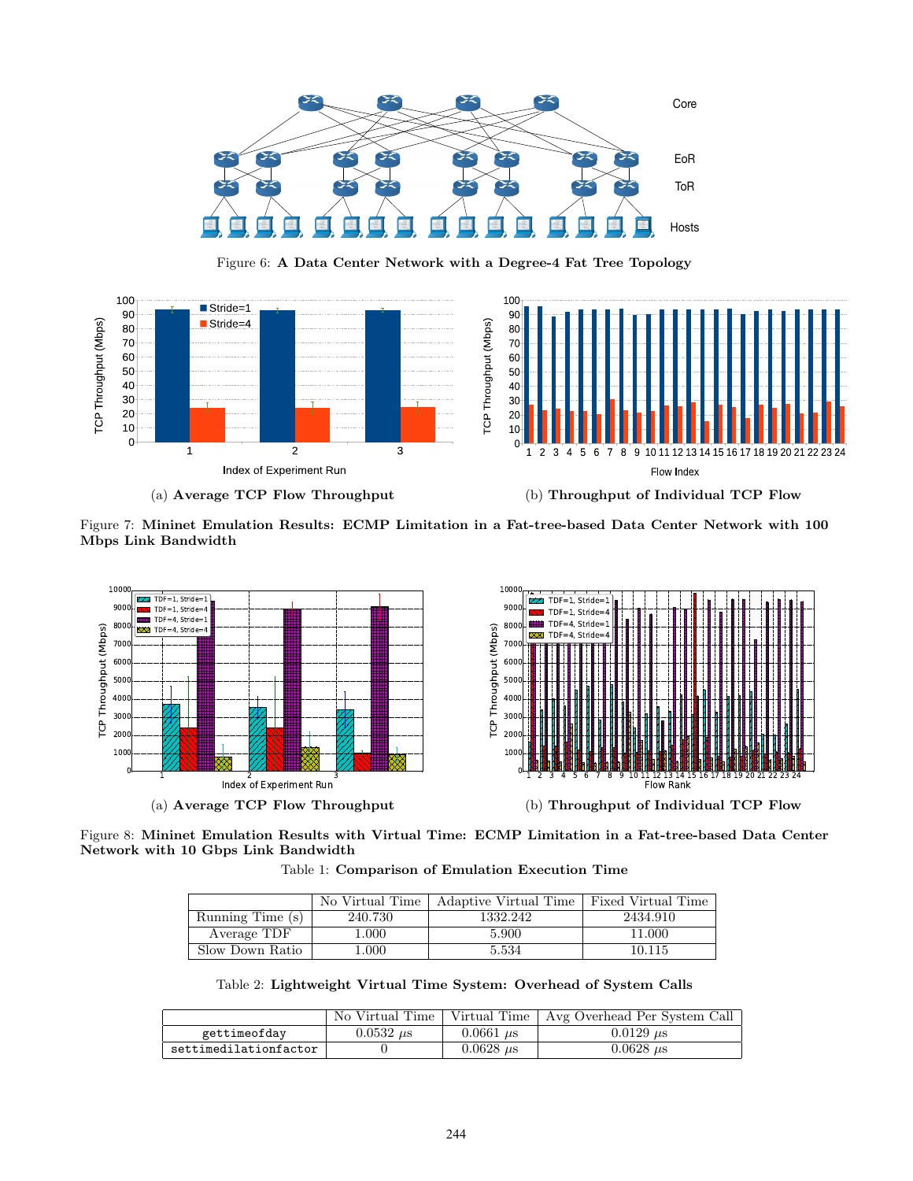Figure 6: **A Data Center Network with a Degree-4 Fat Tree Topology**

(a) **Average TCP Flow Throughput**

(b) **Throughput of Individual TCP Flow**

Figure 7: **Mininet Emulation Results: ECMP Limitation in a Fat-tree-based Data Center Network with 100 Mbps Link Bandwidth**

(a) **Average TCP Flow Throughput**

(b) **Throughput of Individual TCP Flow**

Figure 8: **Mininet Emulation Results with Virtual Time: ECMP Limitation in a Fat-tree-based Data Center Network with 10 Gbps Link Bandwidth**

Table 1: **Comparison of Emulation Execution Time**

| | No Virtual Time | Adaptive Virtual Time | Fixed Virtual Time |
|---|---|---|---|
| Running Time (s) | 240.730 | 1332.242 | 2434.910 |
| Average TDF | 1.000 | 5.900 | 11.000 |
| Slow Down Ratio | 1.000 | 5.534 | 10.115 |

Table 2: **Lightweight Virtual Time System: Overhead of System Calls**

| | No Virtual Time | Virtual Time | Avg Overhead Per System Call |
|---|---|---|---|
| `gettimeofday` | 0.0532 $\mu s$ | 0.0661 $\mu s$ | 0.0129 $\mu s$ |
| `settimedilationfactor` | 0 | 0.0628 $\mu s$ | 0.0628 $\mu s$ |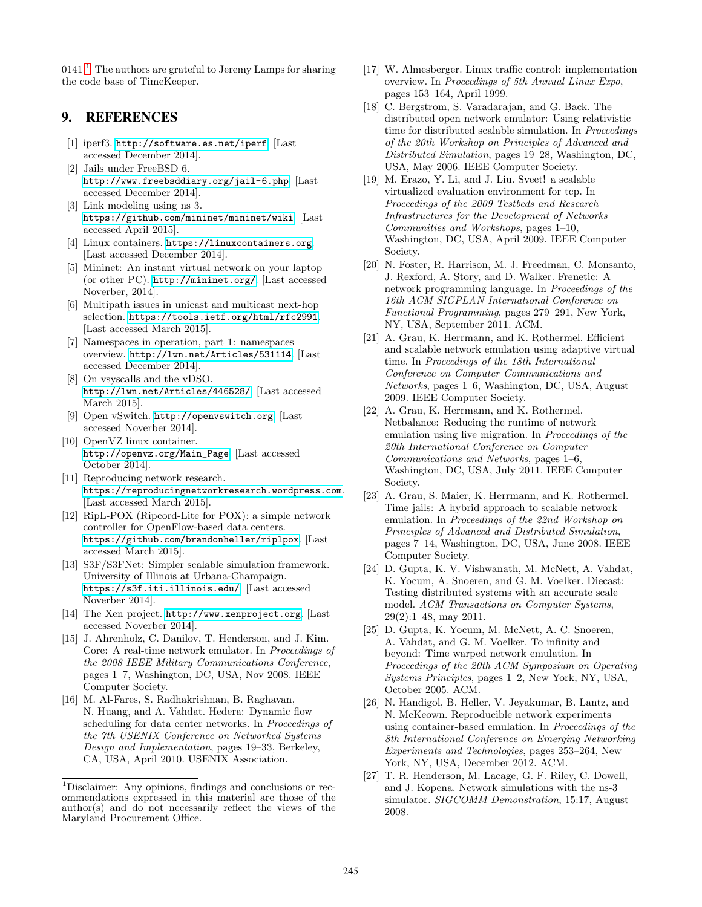0141.[1] The authors are grateful to Jeremy Lamps for sharing the code base of TimeKeeper.

## 9. REFERENCES

[1] iperf3. http://software.es.net/iperf. [Last accessed December 2014].

[2] Jails under FreeBSD 6. http://www.freebsddiary.org/jail-6.php. [Last accessed December 2014].

[3] Link modeling using ns 3. https://github.com/mininet/mininet/wiki. [Last accessed April 2015].

[4] Linux containers. https://linuxcontainers.org. [Last accessed December 2014].

[5] Mininet: An instant virtual network on your laptop (or other PC). http://mininet.org/. [Last accessed Noverber, 2014].

[6] Multipath issues in unicast and multicast next-hop selection. https://tools.ietf.org/html/rfc2991. [Last accessed March 2015].

[7] Namespaces in operation, part 1: namespaces overview. http://lwn.net/Articles/531114. [Last accessed December 2014].

[8] On vsyscalls and the vDSO. http://lwn.net/Articles/446528/. [Last accessed March 2015].

[9] Open vSwitch. http://openvswitch.org. [Last accessed Noverber 2014].

[10] OpenVZ linux container. http://openvz.org/Main_Page. [Last accessed October 2014].

[11] Reproducing network research. https://reproducingnetworkresearch.wordpress.com. [Last accessed March 2015].

[12] RipL-POX (Ripcord-Lite for POX): a simple network controller for OpenFlow-based data centers. https://github.com/brandonheller/riplpox. [Last accessed March 2015].

[13] S3F/S3FNet: Simpler scalable simulation framework. University of Illinois at Urbana-Champaign. https://s3f.iti.illinois.edu/. [Last accessed Noverber 2014].

[14] The Xen project. http://www.xenproject.org. [Last accessed Noverber 2014].

[15] J. Ahrenholz, C. Danilov, T. Henderson, and J. Kim. Core: A real-time network emulator. In *Proceedings of the 2008 IEEE Military Communications Conference*, pages 1–7, Washington, DC, USA, Nov 2008. IEEE Computer Society.

[16] M. Al-Fares, S. Radhakrishnan, B. Raghavan, N. Huang, and A. Vahdat. Hedera: Dynamic flow scheduling for data center networks. In *Proceedings of the 7th USENIX Conference on Networked Systems Design and Implementation*, pages 19–33, Berkeley, CA, USA, April 2010. USENIX Association.

[17] W. Almesberger. Linux traffic control: implementation overview. In *Proceedings of 5th Annual Linux Expo*, pages 153–164, April 1999.

[18] C. Bergstrom, S. Varadarajan, and G. Back. The distributed open network emulator: Using relativistic time for distributed scalable simulation. In *Proceedings of the 20th Workshop on Principles of Advanced and Distributed Simulation*, pages 19–28, Washington, DC, USA, May 2006. IEEE Computer Society.

[19] M. Erazo, Y. Li, and J. Liu. Sveet! a scalable virtualized evaluation environment for tcp. In *Proceedings of the 2009 Testbeds and Research Infrastructures for the Development of Networks Communities and Workshops*, pages 1–10, Washington, DC, USA, April 2009. IEEE Computer Society.

[20] N. Foster, R. Harrison, M. J. Freedman, C. Monsanto, J. Rexford, A. Story, and D. Walker. Frenetic: A network programming language. In *Proceedings of the 16th ACM SIGPLAN International Conference on Functional Programming*, pages 279–291, New York, NY, USA, September 2011. ACM.

[21] A. Grau, K. Herrmann, and K. Rothermel. Efficient and scalable network emulation using adaptive virtual time. In *Proceedings of the 18th International Conference on Computer Communications and Networks*, pages 1–6, Washington, DC, USA, August 2009. IEEE Computer Society.

[22] A. Grau, K. Herrmann, and K. Rothermel. Netbalance: Reducing the runtime of network emulation using live migration. In *Proceedings of the 20th International Conference on Computer Communications and Networks*, pages 1–6, Washington, DC, USA, July 2011. IEEE Computer Society.

[23] A. Grau, S. Maier, K. Herrmann, and K. Rothermel. Time jails: A hybrid approach to scalable network emulation. In *Proceedings of the 22nd Workshop on Principles of Advanced and Distributed Simulation*, pages 7–14, Washington, DC, USA, June 2008. IEEE Computer Society.

[24] D. Gupta, K. V. Vishwanath, M. McNett, A. Vahdat, K. Yocum, A. Snoeren, and G. M. Voelker. Diecast: Testing distributed systems with an accurate scale model. *ACM Transactions on Computer Systems*, 29(2):1–48, may 2011.

[25] D. Gupta, K. Yocum, M. McNett, A. C. Snoeren, A. Vahdat, and G. M. Voelker. To infinity and beyond: Time warped network emulation. In *Proceedings of the 20th ACM Symposium on Operating Systems Principles*, pages 1–2, New York, NY, USA, October 2005. ACM.

[26] N. Handigol, B. Heller, V. Jeyakumar, B. Lantz, and N. McKeown. Reproducible network experiments using container-based emulation. In *Proceedings of the 8th International Conference on Emerging Networking Experiments and Technologies*, pages 253–264, New York, NY, USA, December 2012. ACM.

[27] T. R. Henderson, M. Lacage, G. F. Riley, C. Dowell, and J. Kopena. Network simulations with the ns-3 simulator. *SIGCOMM Demonstration*, 15:17, August 2008.

---

[1] Disclaimer: Any opinions, findings and conclusions or recommendations expressed in this material are those of the author(s) and do not necessarily reflect the views of the Maryland Procurement Office.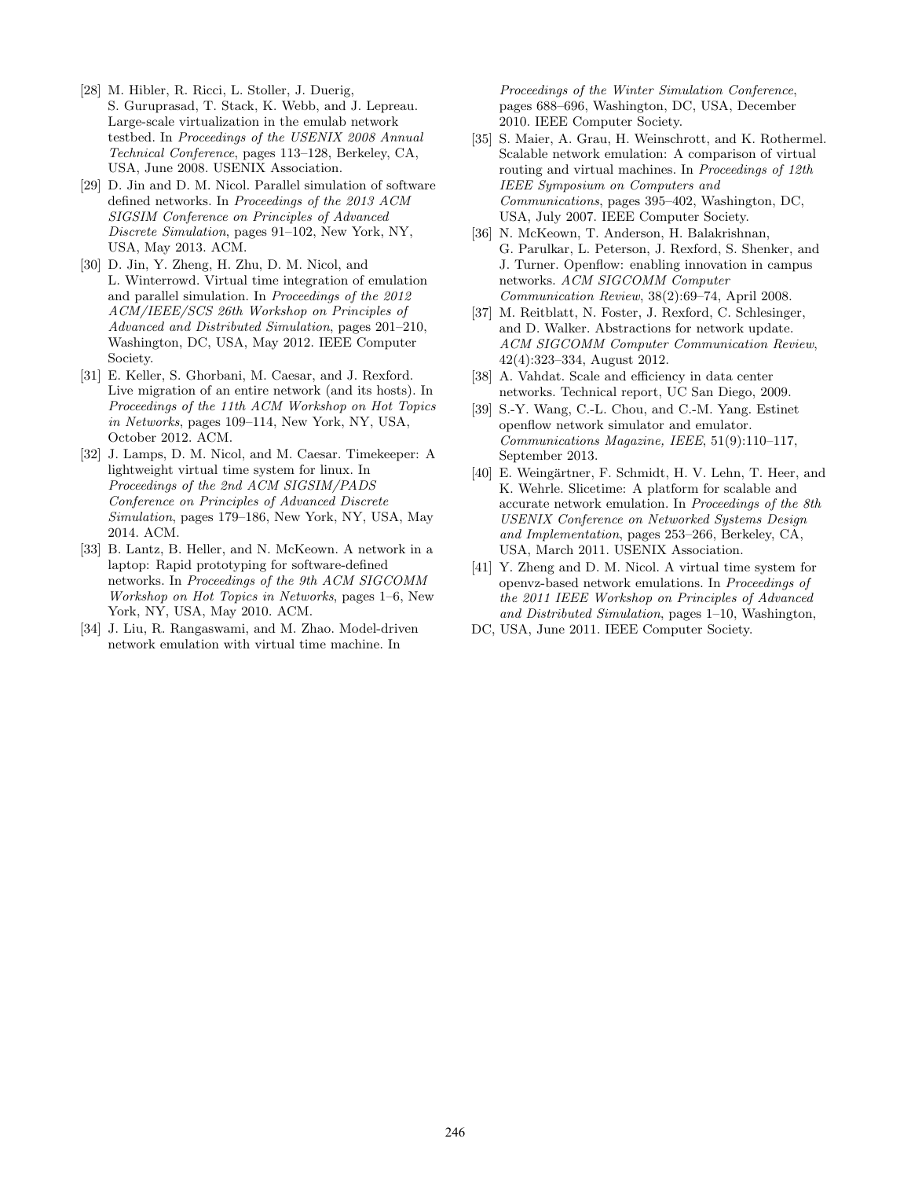[28] M. Hibler, R. Ricci, L. Stoller, J. Duerig, S. Guruprasad, T. Stack, K. Webb, and J. Lepreau. Large-scale virtualization in the emulab network testbed. In *Proceedings of the USENIX 2008 Annual Technical Conference*, pages 113–128, Berkeley, CA, USA, June 2008. USENIX Association.

[29] D. Jin and D. M. Nicol. Parallel simulation of software defined networks. In *Proceedings of the 2013 ACM SIGSIM Conference on Principles of Advanced Discrete Simulation*, pages 91–102, New York, NY, USA, May 2013. ACM.

[30] D. Jin, Y. Zheng, H. Zhu, D. M. Nicol, and L. Winterrowd. Virtual time integration of emulation and parallel simulation. In *Proceedings of the 2012 ACM/IEEE/SCS 26th Workshop on Principles of Advanced and Distributed Simulation*, pages 201–210, Washington, DC, USA, May 2012. IEEE Computer Society.

[31] E. Keller, S. Ghorbani, M. Caesar, and J. Rexford. Live migration of an entire network (and its hosts). In *Proceedings of the 11th ACM Workshop on Hot Topics in Networks*, pages 109–114, New York, NY, USA, October 2012. ACM.

[32] J. Lamps, D. M. Nicol, and M. Caesar. Timekeeper: A lightweight virtual time system for linux. In *Proceedings of the 2nd ACM SIGSIM/PADS Conference on Principles of Advanced Discrete Simulation*, pages 179–186, New York, NY, USA, May 2014. ACM.

[33] B. Lantz, B. Heller, and N. McKeown. A network in a laptop: Rapid prototyping for software-defined networks. In *Proceedings of the 9th ACM SIGCOMM Workshop on Hot Topics in Networks*, pages 1–6, New York, NY, USA, May 2010. ACM.

[34] J. Liu, R. Rangaswami, and M. Zhao. Model-driven network emulation with virtual time machine. In *Proceedings of the Winter Simulation Conference*, pages 688–696, Washington, DC, USA, December 2010. IEEE Computer Society.

[35] S. Maier, A. Grau, H. Weinschrott, and K. Rothermel. Scalable network emulation: A comparison of virtual routing and virtual machines. In *Proceedings of 12th IEEE Symposium on Computers and Communications*, pages 395–402, Washington, DC, USA, July 2007. IEEE Computer Society.

[36] N. McKeown, T. Anderson, H. Balakrishnan, G. Parulkar, L. Peterson, J. Rexford, S. Shenker, and J. Turner. Openflow: enabling innovation in campus networks. *ACM SIGCOMM Computer Communication Review*, 38(2):69–74, April 2008.

[37] M. Reitblatt, N. Foster, J. Rexford, C. Schlesinger, and D. Walker. Abstractions for network update. *ACM SIGCOMM Computer Communication Review*, 42(4):323–334, August 2012.

[38] A. Vahdat. Scale and efficiency in data center networks. Technical report, UC San Diego, 2009.

[39] S.-Y. Wang, C.-L. Chou, and C.-M. Yang. Estinet openflow network simulator and emulator. *Communications Magazine, IEEE*, 51(9):110–117, September 2013.

[40] E. Weingärtner, F. Schmidt, H. V. Lehn, T. Heer, and K. Wehrle. Slicetime: A platform for scalable and accurate network emulation. In *Proceedings of the 8th USENIX Conference on Networked Systems Design and Implementation*, pages 253–266, Berkeley, CA, USA, March 2011. USENIX Association.

[41] Y. Zheng and D. M. Nicol. A virtual time system for openvz-based network emulations. In *Proceedings of the 2011 IEEE Workshop on Principles of Advanced and Distributed Simulation*, pages 1–10, Washington, DC, USA, June 2011. IEEE Computer Society.